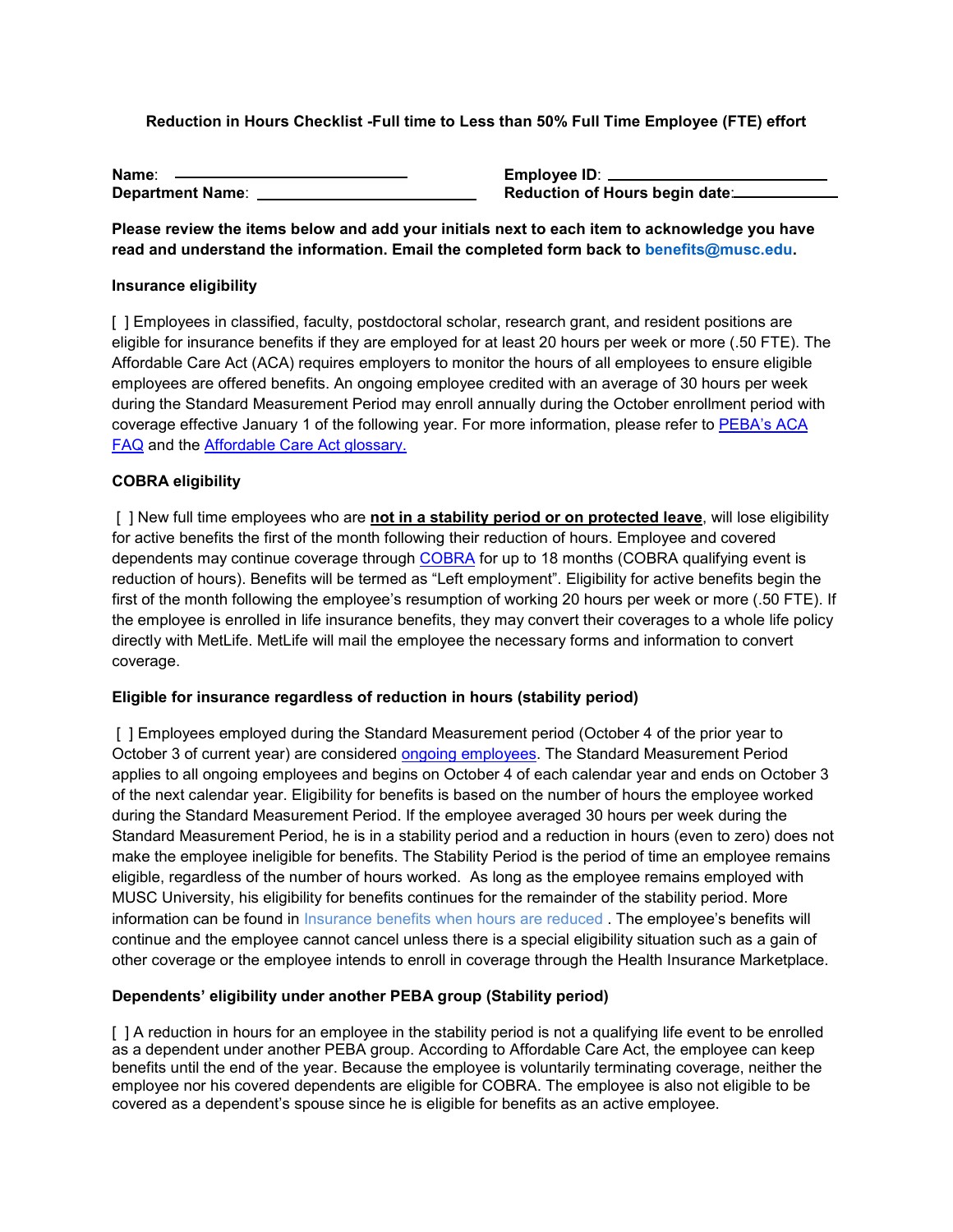**Reduction in Hours Checklist -Full time to Less than 50% Full Time Employee (FTE) effort**

**Name**: \_\_\_\_\_\_\_\_\_\_\_\_\_\_\_\_\_\_\_\_\_\_\_\_\_\_ **Employee ID**: \_\_\_\_\_\_\_\_\_\_\_\_\_\_\_\_\_\_\_\_\_\_\_\_\_\_
**Department Name**: \_\_\_\_\_\_\_\_\_\_\_\_\_\_\_\_\_\_\_\_\_\_\_\_ **Reduction of Hours begin date**:\_\_\_\_\_\_\_\_\_\_\_\_

**Please review the items below and add your initials next to each item to acknowledge you have read and understand the information. Email the completed form back to benefits@musc.edu.**

**Insurance eligibility**

[ ] Employees in classified, faculty, postdoctoral scholar, research grant, and resident positions are eligible for insurance benefits if they are employed for at least 20 hours per week or more (.50 FTE). The Affordable Care Act (ACA) requires employers to monitor the hours of all employees to ensure eligible employees are offered benefits. An ongoing employee credited with an average of 30 hours per week during the Standard Measurement Period may enroll annually during the October enrollment period with coverage effective January 1 of the following year. For more information, please refer to PEBA's ACA FAQ and the Affordable Care Act glossary.

**COBRA eligibility**

[ ] New full time employees who are **not in a stability period or on protected leave**, will lose eligibility for active benefits the first of the month following their reduction of hours. Employee and covered dependents may continue coverage through COBRA for up to 18 months (COBRA qualifying event is reduction of hours). Benefits will be termed as "Left employment". Eligibility for active benefits begin the first of the month following the employee's resumption of working 20 hours per week or more (.50 FTE). If the employee is enrolled in life insurance benefits, they may convert their coverages to a whole life policy directly with MetLife. MetLife will mail the employee the necessary forms and information to convert coverage.

**Eligible for insurance regardless of reduction in hours (stability period)**

[ ] Employees employed during the Standard Measurement period (October 4 of the prior year to October 3 of current year) are considered ongoing employees. The Standard Measurement Period applies to all ongoing employees and begins on October 4 of each calendar year and ends on October 3 of the next calendar year. Eligibility for benefits is based on the number of hours the employee worked during the Standard Measurement Period. If the employee averaged 30 hours per week during the Standard Measurement Period, he is in a stability period and a reduction in hours (even to zero) does not make the employee ineligible for benefits. The Stability Period is the period of time an employee remains eligible, regardless of the number of hours worked. As long as the employee remains employed with MUSC University, his eligibility for benefits continues for the remainder of the stability period. More information can be found in Insurance benefits when hours are reduced . The employee's benefits will continue and the employee cannot cancel unless there is a special eligibility situation such as a gain of other coverage or the employee intends to enroll in coverage through the Health Insurance Marketplace.

**Dependents' eligibility under another PEBA group (Stability period)**

[ ] A reduction in hours for an employee in the stability period is not a qualifying life event to be enrolled as a dependent under another PEBA group. According to Affordable Care Act, the employee can keep benefits until the end of the year. Because the employee is voluntarily terminating coverage, neither the employee nor his covered dependents are eligible for COBRA. The employee is also not eligible to be covered as a dependent's spouse since he is eligible for benefits as an active employee.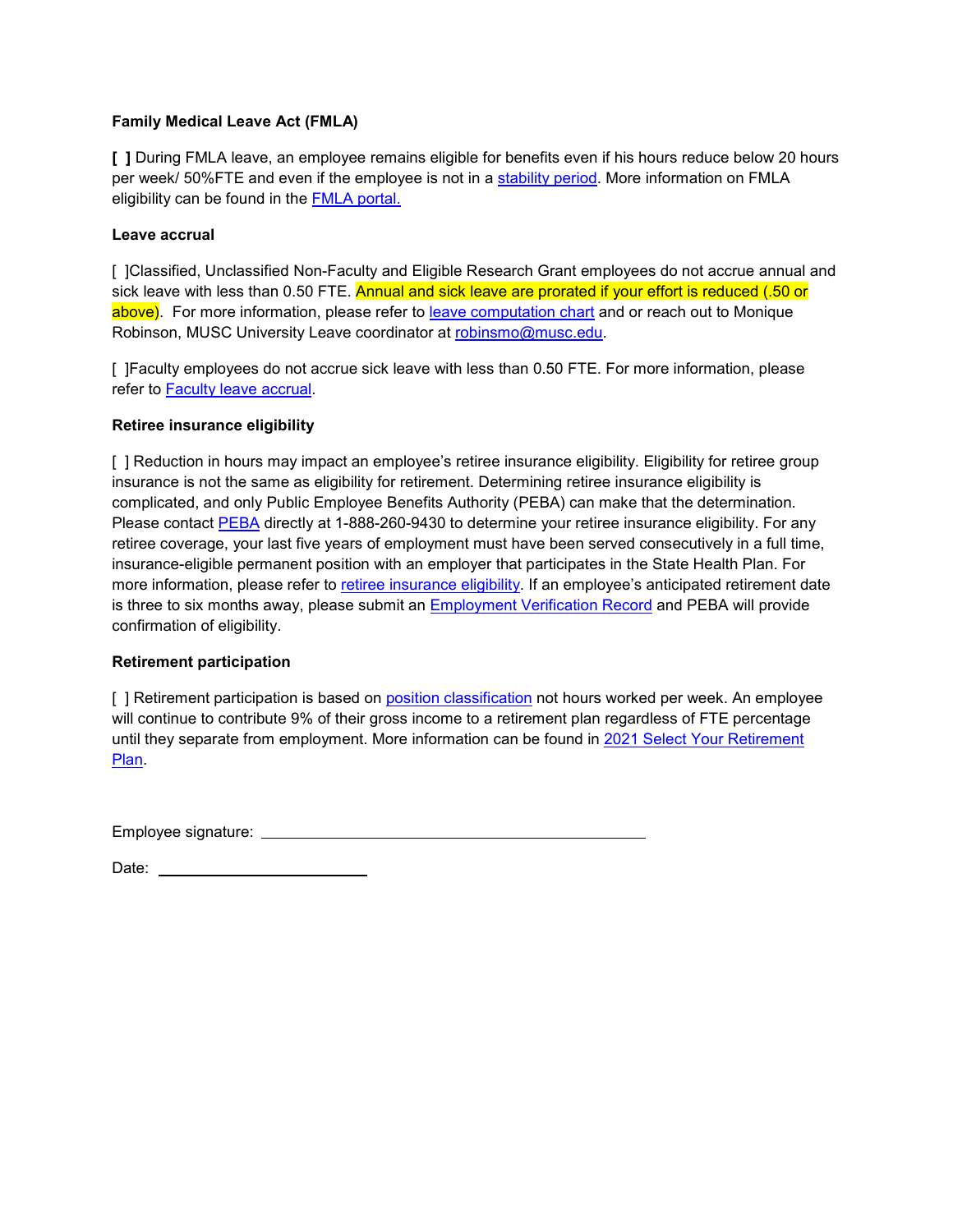**Family Medical Leave Act (FMLA)**

**[ ]** During FMLA leave, an employee remains eligible for benefits even if his hours reduce below 20 hours per week/ 50%FTE and even if the employee is not in a stability period. More information on FMLA eligibility can be found in the FMLA portal.

**Leave accrual**

[ ]Classified, Unclassified Non-Faculty and Eligible Research Grant employees do not accrue annual and sick leave with less than 0.50 FTE. Annual and sick leave are prorated if your effort is reduced (.50 or above). For more information, please refer to leave computation chart and or reach out to Monique Robinson, MUSC University Leave coordinator at robinsmo@musc.edu.

[ ]Faculty employees do not accrue sick leave with less than 0.50 FTE. For more information, please refer to Faculty leave accrual.

**Retiree insurance eligibility**

[ ] Reduction in hours may impact an employee's retiree insurance eligibility. Eligibility for retiree group insurance is not the same as eligibility for retirement. Determining retiree insurance eligibility is complicated, and only Public Employee Benefits Authority (PEBA) can make that the determination. Please contact PEBA directly at 1-888-260-9430 to determine your retiree insurance eligibility. For any retiree coverage, your last five years of employment must have been served consecutively in a full time, insurance-eligible permanent position with an employer that participates in the State Health Plan. For more information, please refer to retiree insurance eligibility. If an employee's anticipated retirement date is three to six months away, please submit an Employment Verification Record and PEBA will provide confirmation of eligibility.

**Retirement participation**

[ ] Retirement participation is based on position classification not hours worked per week. An employee will continue to contribute 9% of their gross income to a retirement plan regardless of FTE percentage until they separate from employment. More information can be found in 2021 Select Your Retirement Plan.

Employee signature: ______________________________

Date: ________________